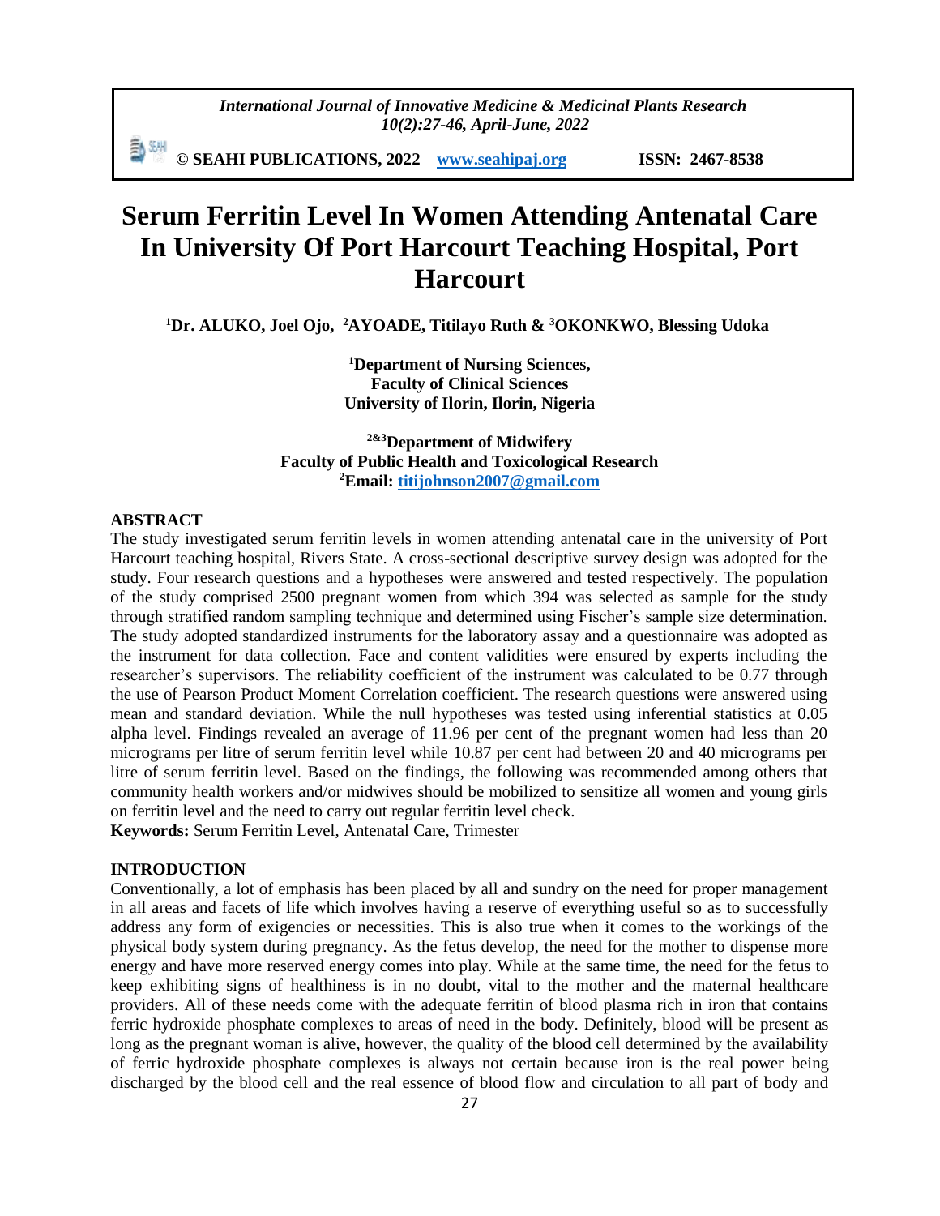# Serum Ferritin Level In Women Attending Antenatal Care In University Of Port Harcourt Teaching Hospital, Port Harcourt

**[1]Dr. ALUKO, Joel Ojo, [2]AYOADE, Titilayo Ruth & [3]OKONKWO, Blessing Udoka**

**[1]Department of Nursing Sciences,**
**Faculty of Clinical Sciences**
**University of Ilorin, Ilorin, Nigeria**

**[2&3]Department of Midwifery**
**Faculty of Public Health and Toxicological Research**
**[2]Email: titijohnson2007@gmail.com**

## ABSTRACT

The study investigated serum ferritin levels in women attending antenatal care in the university of Port Harcourt teaching hospital, Rivers State. A cross-sectional descriptive survey design was adopted for the study. Four research questions and a hypotheses were answered and tested respectively. The population of the study comprised 2500 pregnant women from which 394 was selected as sample for the study through stratified random sampling technique and determined using Fischer's sample size determination. The study adopted standardized instruments for the laboratory assay and a questionnaire was adopted as the instrument for data collection. Face and content validities were ensured by experts including the researcher's supervisors. The reliability coefficient of the instrument was calculated to be 0.77 through the use of Pearson Product Moment Correlation coefficient. The research questions were answered using mean and standard deviation. While the null hypotheses was tested using inferential statistics at 0.05 alpha level. Findings revealed an average of 11.96 per cent of the pregnant women had less than 20 micrograms per litre of serum ferritin level while 10.87 per cent had between 20 and 40 micrograms per litre of serum ferritin level. Based on the findings, the following was recommended among others that community health workers and/or midwives should be mobilized to sensitize all women and young girls on ferritin level and the need to carry out regular ferritin level check.

**Keywords:** Serum Ferritin Level, Antenatal Care, Trimester

## INTRODUCTION

Conventionally, a lot of emphasis has been placed by all and sundry on the need for proper management in all areas and facets of life which involves having a reserve of everything useful so as to successfully address any form of exigencies or necessities. This is also true when it comes to the workings of the physical body system during pregnancy. As the fetus develop, the need for the mother to dispense more energy and have more reserved energy comes into play. While at the same time, the need for the fetus to keep exhibiting signs of healthiness is in no doubt, vital to the mother and the maternal healthcare providers. All of these needs come with the adequate ferritin of blood plasma rich in iron that contains ferric hydroxide phosphate complexes to areas of need in the body. Definitely, blood will be present as long as the pregnant woman is alive, however, the quality of the blood cell determined by the availability of ferric hydroxide phosphate complexes is always not certain because iron is the real power being discharged by the blood cell and the real essence of blood flow and circulation to all part of body and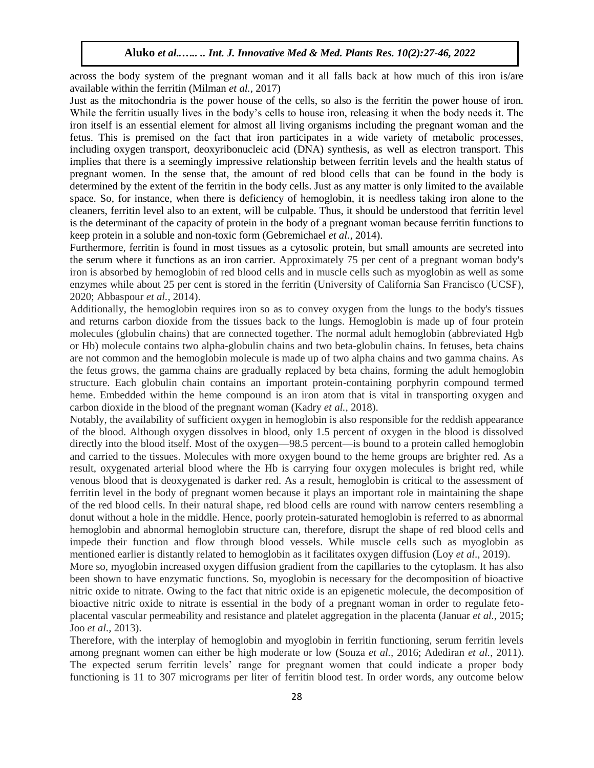across the body system of the pregnant woman and it all falls back at how much of this iron is/are available within the ferritin (Milman *et al.*, 2017)

Just as the mitochondria is the power house of the cells, so also is the ferritin the power house of iron. While the ferritin usually lives in the body's cells to house iron, releasing it when the body needs it. The iron itself is an essential element for almost all living organisms including the pregnant woman and the fetus. This is premised on the fact that iron participates in a wide variety of metabolic processes, including oxygen transport, deoxyribonucleic acid (DNA) synthesis, as well as electron transport. This implies that there is a seemingly impressive relationship between ferritin levels and the health status of pregnant women. In the sense that, the amount of red blood cells that can be found in the body is determined by the extent of the ferritin in the body cells. Just as any matter is only limited to the available space. So, for instance, when there is deficiency of hemoglobin, it is needless taking iron alone to the cleaners, ferritin level also to an extent, will be culpable. Thus, it should be understood that ferritin level is the determinant of the capacity of protein in the body of a pregnant woman because ferritin functions to keep protein in a soluble and non-toxic form (Gebremichael *et al.,* 2014).

Furthermore, ferritin is found in most tissues as a cytosolic protein, but small amounts are secreted into the serum where it functions as an iron carrier. Approximately 75 per cent of a pregnant woman body's iron is absorbed by hemoglobin of red blood cells and in muscle cells such as myoglobin as well as some enzymes while about 25 per cent is stored in the ferritin (University of California San Francisco (UCSF), 2020; Abbaspour *et al.,* 2014).

Additionally, the hemoglobin requires iron so as to convey oxygen from the lungs to the body's tissues and returns carbon dioxide from the tissues back to the lungs. Hemoglobin is made up of four protein molecules (globulin chains) that are connected together. The normal adult hemoglobin (abbreviated Hgb or Hb) molecule contains two alpha-globulin chains and two beta-globulin chains. In fetuses, beta chains are not common and the hemoglobin molecule is made up of two alpha chains and two gamma chains. As the fetus grows, the gamma chains are gradually replaced by beta chains, forming the adult hemoglobin structure. Each globulin chain contains an important protein-containing porphyrin compound termed heme. Embedded within the heme compound is an iron atom that is vital in transporting oxygen and carbon dioxide in the blood of the pregnant woman (Kadry *et al.*, 2018).

Notably, the availability of sufficient oxygen in hemoglobin is also responsible for the reddish appearance of the blood. Although oxygen dissolves in blood, only 1.5 percent of oxygen in the blood is dissolved directly into the blood itself. Most of the oxygen—98.5 percent—is bound to a protein called hemoglobin and carried to the tissues. Molecules with more oxygen bound to the heme groups are brighter red. As a result, oxygenated arterial blood where the Hb is carrying four oxygen molecules is bright red, while venous blood that is deoxygenated is darker red. As a result, hemoglobin is critical to the assessment of ferritin level in the body of pregnant women because it plays an important role in maintaining the shape of the red blood cells. In their natural shape, red blood cells are round with narrow centers resembling a donut without a hole in the middle. Hence, poorly protein-saturated hemoglobin is referred to as abnormal hemoglobin and abnormal hemoglobin structure can, therefore, disrupt the shape of red blood cells and impede their function and flow through blood vessels. While muscle cells such as myoglobin as mentioned earlier is distantly related to hemoglobin as it facilitates oxygen diffusion (Loy *et al*., 2019).

More so, myoglobin increased oxygen diffusion gradient from the capillaries to the cytoplasm. It has also been shown to have enzymatic functions. So, myoglobin is necessary for the decomposition of bioactive nitric oxide to nitrate. Owing to the fact that nitric oxide is an epigenetic molecule, the decomposition of bioactive nitric oxide to nitrate is essential in the body of a pregnant woman in order to regulate feto-placental vascular permeability and resistance and platelet aggregation in the placenta (Januar *et al.,* 2015; Joo *et al.,* 2013).

Therefore, with the interplay of hemoglobin and myoglobin in ferritin functioning, serum ferritin levels among pregnant women can either be high moderate or low (Souza *et al.,* 2016; Adediran *et al.,* 2011). The expected serum ferritin levels' range for pregnant women that could indicate a proper body functioning is 11 to 307 micrograms per liter of ferritin blood test. In order words, any outcome below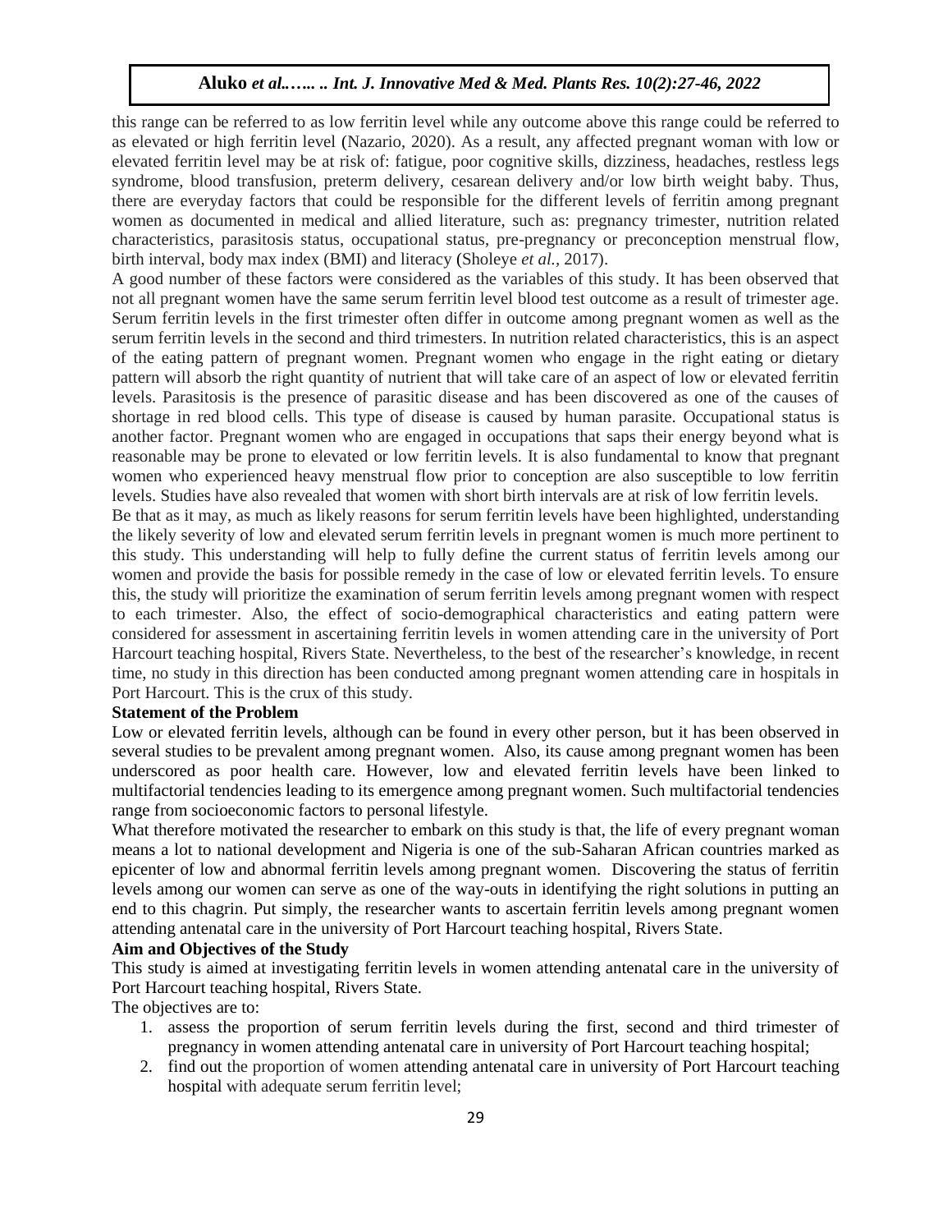this range can be referred to as low ferritin level while any outcome above this range could be referred to as elevated or high ferritin level (Nazario, 2020). As a result, any affected pregnant woman with low or elevated ferritin level may be at risk of: fatigue, poor cognitive skills, dizziness, headaches, restless legs syndrome, blood transfusion, preterm delivery, cesarean delivery and/or low birth weight baby. Thus, there are everyday factors that could be responsible for the different levels of ferritin among pregnant women as documented in medical and allied literature, such as: pregnancy trimester, nutrition related characteristics, parasitosis status, occupational status, pre-pregnancy or preconception menstrual flow, birth interval, body max index (BMI) and literacy (Sholeye *et al.,* 2017).

A good number of these factors were considered as the variables of this study. It has been observed that not all pregnant women have the same serum ferritin level blood test outcome as a result of trimester age. Serum ferritin levels in the first trimester often differ in outcome among pregnant women as well as the serum ferritin levels in the second and third trimesters. In nutrition related characteristics, this is an aspect of the eating pattern of pregnant women. Pregnant women who engage in the right eating or dietary pattern will absorb the right quantity of nutrient that will take care of an aspect of low or elevated ferritin levels. Parasitosis is the presence of parasitic disease and has been discovered as one of the causes of shortage in red blood cells. This type of disease is caused by human parasite. Occupational status is another factor. Pregnant women who are engaged in occupations that saps their energy beyond what is reasonable may be prone to elevated or low ferritin levels. It is also fundamental to know that pregnant women who experienced heavy menstrual flow prior to conception are also susceptible to low ferritin levels. Studies have also revealed that women with short birth intervals are at risk of low ferritin levels.

Be that as it may, as much as likely reasons for serum ferritin levels have been highlighted, understanding the likely severity of low and elevated serum ferritin levels in pregnant women is much more pertinent to this study. This understanding will help to fully define the current status of ferritin levels among our women and provide the basis for possible remedy in the case of low or elevated ferritin levels. To ensure this, the study will prioritize the examination of serum ferritin levels among pregnant women with respect to each trimester. Also, the effect of socio-demographical characteristics and eating pattern were considered for assessment in ascertaining ferritin levels in women attending care in the university of Port Harcourt teaching hospital, Rivers State. Nevertheless, to the best of the researcher's knowledge, in recent time, no study in this direction has been conducted among pregnant women attending care in hospitals in Port Harcourt. This is the crux of this study.

**Statement of the Problem**

Low or elevated ferritin levels, although can be found in every other person, but it has been observed in several studies to be prevalent among pregnant women. Also, its cause among pregnant women has been underscored as poor health care. However, low and elevated ferritin levels have been linked to multifactorial tendencies leading to its emergence among pregnant women. Such multifactorial tendencies range from socioeconomic factors to personal lifestyle.

What therefore motivated the researcher to embark on this study is that, the life of every pregnant woman means a lot to national development and Nigeria is one of the sub-Saharan African countries marked as epicenter of low and abnormal ferritin levels among pregnant women. Discovering the status of ferritin levels among our women can serve as one of the way-outs in identifying the right solutions in putting an end to this chagrin. Put simply, the researcher wants to ascertain ferritin levels among pregnant women attending antenatal care in the university of Port Harcourt teaching hospital, Rivers State.

**Aim and Objectives of the Study**

This study is aimed at investigating ferritin levels in women attending antenatal care in the university of Port Harcourt teaching hospital, Rivers State.

The objectives are to:

1. assess the proportion of serum ferritin levels during the first, second and third trimester of pregnancy in women attending antenatal care in university of Port Harcourt teaching hospital;
2. find out the proportion of women attending antenatal care in university of Port Harcourt teaching hospital with adequate serum ferritin level;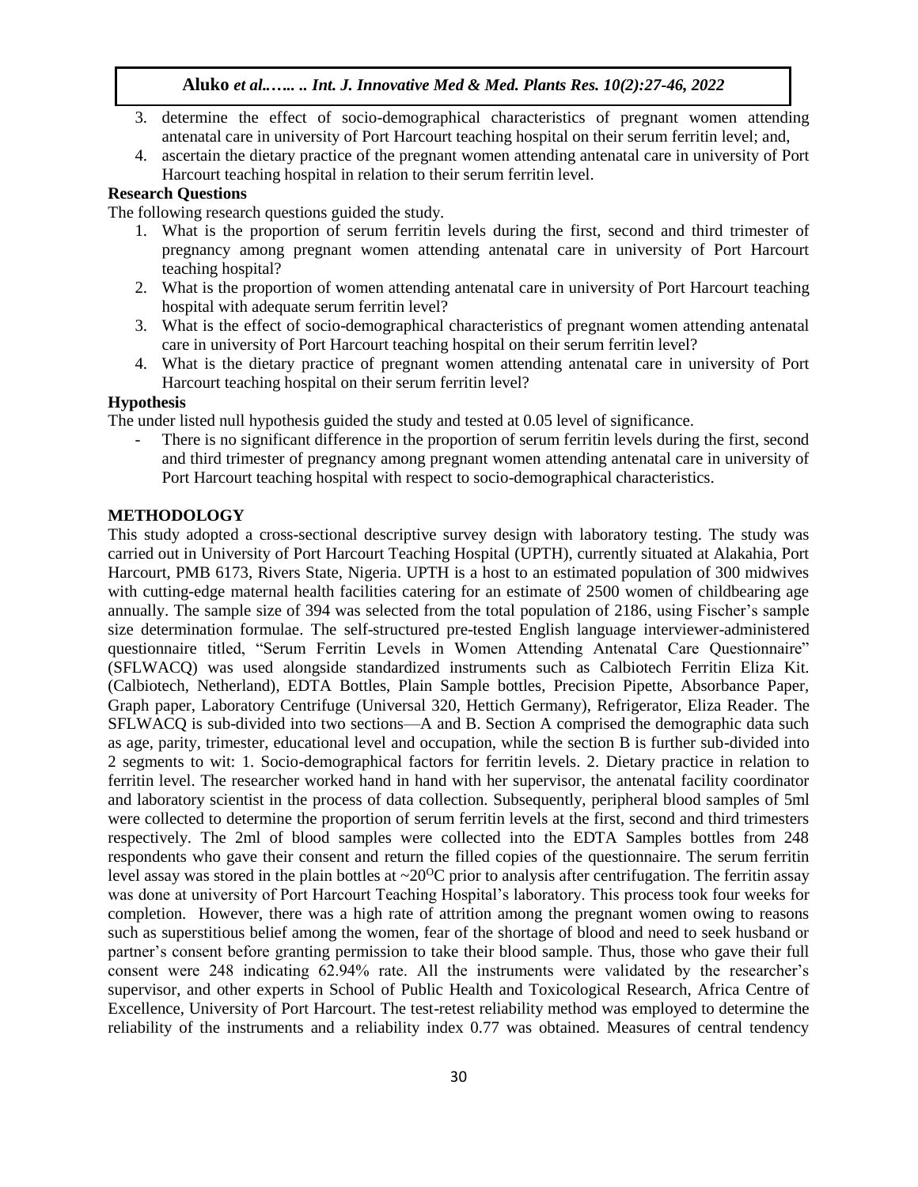3. determine the effect of socio-demographical characteristics of pregnant women attending antenatal care in university of Port Harcourt teaching hospital on their serum ferritin level; and,
4. ascertain the dietary practice of the pregnant women attending antenatal care in university of Port Harcourt teaching hospital in relation to their serum ferritin level.

**Research Questions**

The following research questions guided the study.

1. What is the proportion of serum ferritin levels during the first, second and third trimester of pregnancy among pregnant women attending antenatal care in university of Port Harcourt teaching hospital?
2. What is the proportion of women attending antenatal care in university of Port Harcourt teaching hospital with adequate serum ferritin level?
3. What is the effect of socio-demographical characteristics of pregnant women attending antenatal care in university of Port Harcourt teaching hospital on their serum ferritin level?
4. What is the dietary practice of pregnant women attending antenatal care in university of Port Harcourt teaching hospital on their serum ferritin level?

**Hypothesis**

The under listed null hypothesis guided the study and tested at 0.05 level of significance.

- There is no significant difference in the proportion of serum ferritin levels during the first, second and third trimester of pregnancy among pregnant women attending antenatal care in university of Port Harcourt teaching hospital with respect to socio-demographical characteristics.

## METHODOLOGY

This study adopted a cross-sectional descriptive survey design with laboratory testing. The study was carried out in University of Port Harcourt Teaching Hospital (UPTH), currently situated at Alakahia, Port Harcourt, PMB 6173, Rivers State, Nigeria. UPTH is a host to an estimated population of 300 midwives with cutting-edge maternal health facilities catering for an estimate of 2500 women of childbearing age annually. The sample size of 394 was selected from the total population of 2186, using Fischer's sample size determination formulae. The self-structured pre-tested English language interviewer-administered questionnaire titled, "Serum Ferritin Levels in Women Attending Antenatal Care Questionnaire" (SFLWACQ) was used alongside standardized instruments such as Calbiotech Ferritin Eliza Kit. (Calbiotech, Netherland), EDTA Bottles, Plain Sample bottles, Precision Pipette, Absorbance Paper, Graph paper, Laboratory Centrifuge (Universal 320, Hettich Germany), Refrigerator, Eliza Reader. The SFLWACQ is sub-divided into two sections—A and B. Section A comprised the demographic data such as age, parity, trimester, educational level and occupation, while the section B is further sub-divided into 2 segments to wit: 1. Socio-demographical factors for ferritin levels. 2. Dietary practice in relation to ferritin level. The researcher worked hand in hand with her supervisor, the antenatal facility coordinator and laboratory scientist in the process of data collection. Subsequently, peripheral blood samples of 5ml were collected to determine the proportion of serum ferritin levels at the first, second and third trimesters respectively. The 2ml of blood samples were collected into the EDTA Samples bottles from 248 respondents who gave their consent and return the filled copies of the questionnaire. The serum ferritin level assay was stored in the plain bottles at ~20$^{O}$C prior to analysis after centrifugation. The ferritin assay was done at university of Port Harcourt Teaching Hospital's laboratory. This process took four weeks for completion. However, there was a high rate of attrition among the pregnant women owing to reasons such as superstitious belief among the women, fear of the shortage of blood and need to seek husband or partner's consent before granting permission to take their blood sample. Thus, those who gave their full consent were 248 indicating 62.94% rate. All the instruments were validated by the researcher's supervisor, and other experts in School of Public Health and Toxicological Research, Africa Centre of Excellence, University of Port Harcourt. The test-retest reliability method was employed to determine the reliability of the instruments and a reliability index 0.77 was obtained. Measures of central tendency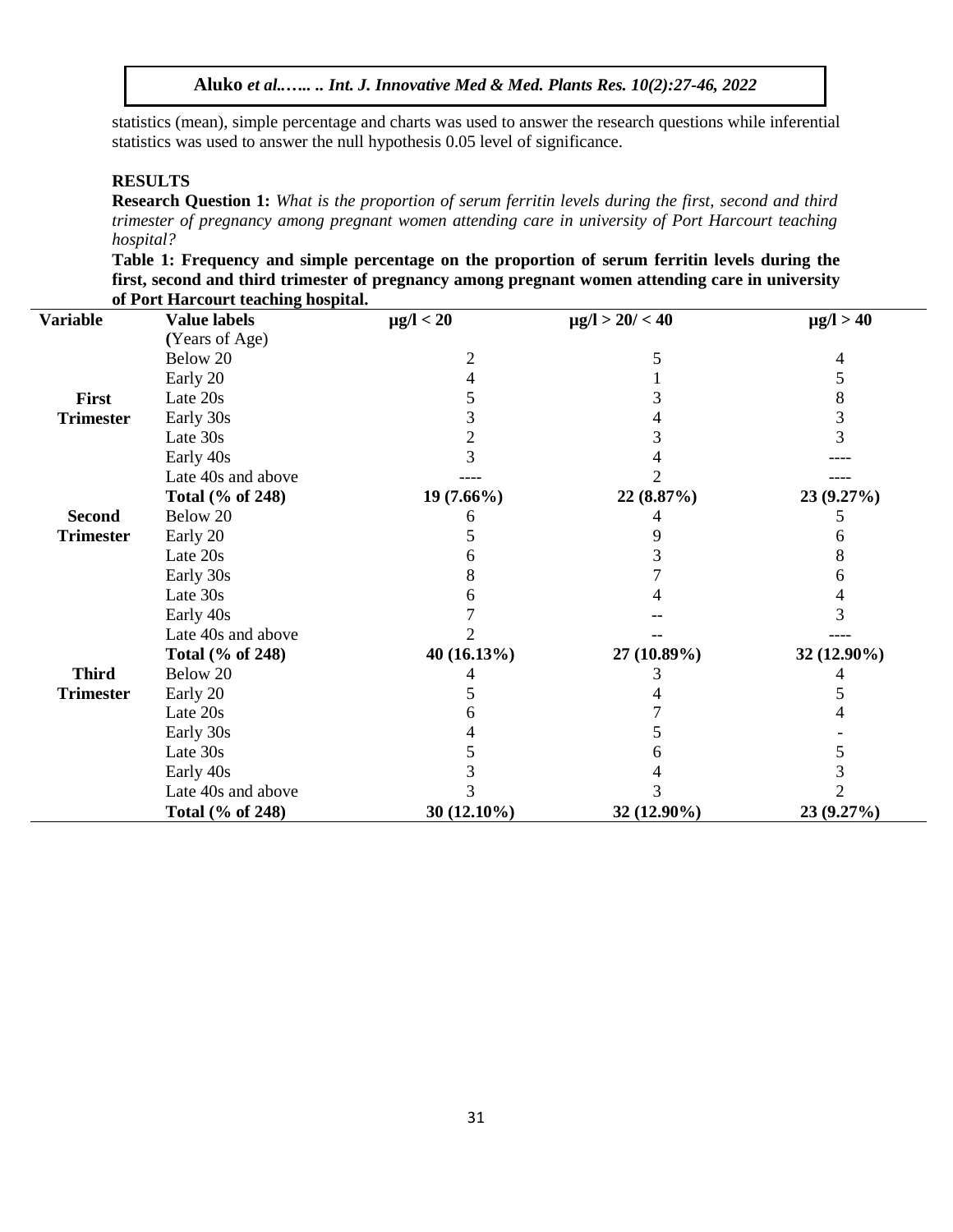statistics (mean), simple percentage and charts was used to answer the research questions while inferential statistics was used to answer the null hypothesis 0.05 level of significance.

## RESULTS

**Research Question 1:** *What is the proportion of serum ferritin levels during the first, second and third trimester of pregnancy among pregnant women attending care in university of Port Harcourt teaching hospital?*

**Table 1: Frequency and simple percentage on the proportion of serum ferritin levels during the first, second and third trimester of pregnancy among pregnant women attending care in university of Port Harcourt teaching hospital.**

| Variable | Value labels (Years of Age) | μg/l < 20 | μg/l > 20/ < 40 | μg/l > 40 |
|---|---|---|---|---|
| First Trimester | Below 20 | 2 | 5 | 4 |
| | Early 20 | 4 | 1 | 5 |
| | Late 20s | 5 | 3 | 8 |
| | Early 30s | 3 | 4 | 3 |
| | Late 30s | 2 | 3 | 3 |
| | Early 40s | 3 | 4 | ---- |
| | Late 40s and above | ---- | 2 | ---- |
| | **Total (% of 248)** | **19 (7.66%)** | **22 (8.87%)** | **23 (9.27%)** |
| Second Trimester | Below 20 | 6 | 4 | 5 |
| | Early 20 | 5 | 9 | 6 |
| | Late 20s | 6 | 3 | 8 |
| | Early 30s | 8 | 7 | 6 |
| | Late 30s | 6 | 4 | 4 |
| | Early 40s | 7 | -- | 3 |
| | Late 40s and above | 2 | -- | ---- |
| | **Total (% of 248)** | **40 (16.13%)** | **27 (10.89%)** | **32 (12.90%)** |
| Third Trimester | Below 20 | 4 | 3 | 4 |
| | Early 20 | 5 | 4 | 5 |
| | Late 20s | 6 | 7 | 4 |
| | Early 30s | 4 | 5 | - |
| | Late 30s | 5 | 6 | 5 |
| | Early 40s | 3 | 4 | 3 |
| | Late 40s and above | 3 | 3 | 2 |
| | **Total (% of 248)** | **30 (12.10%)** | **32 (12.90%)** | **23 (9.27%)** |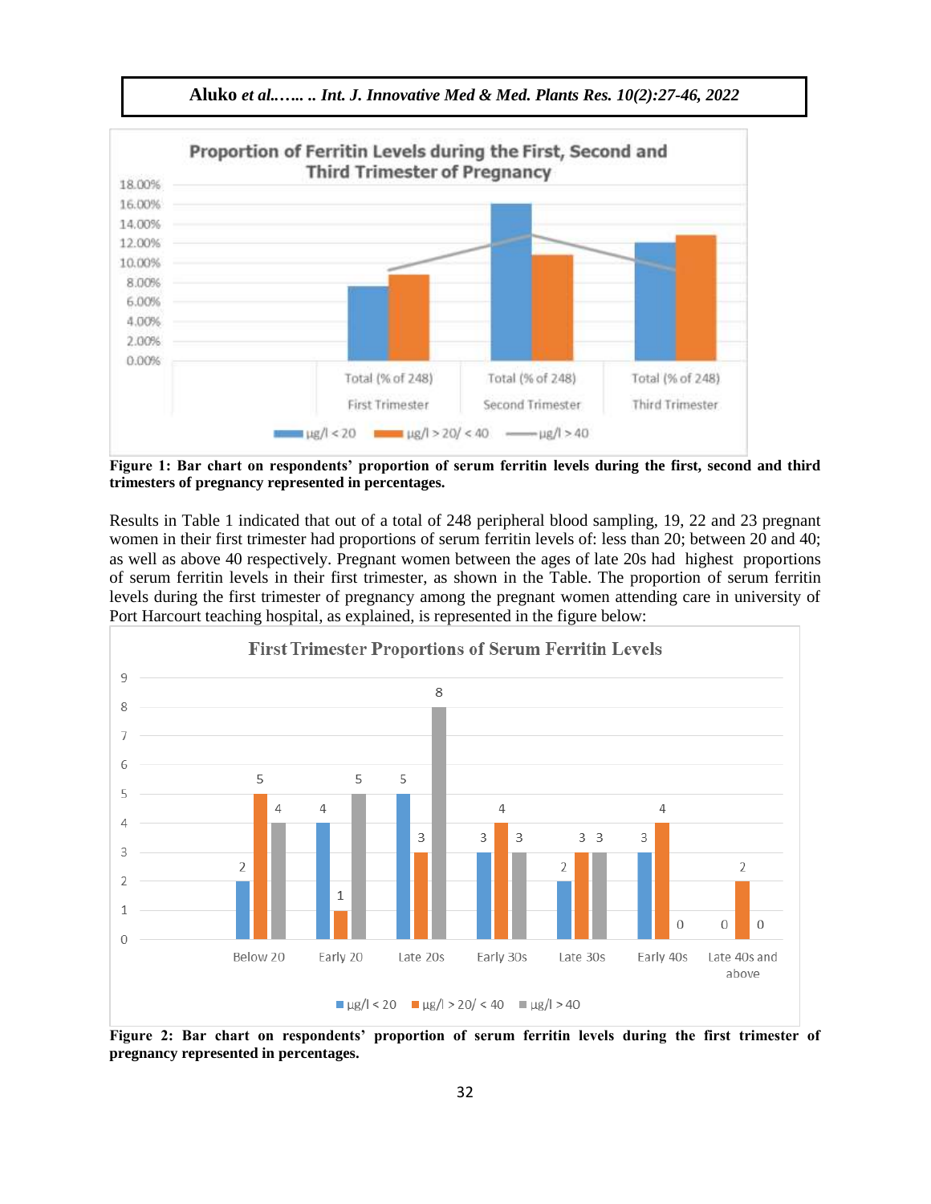**Figure 1: Bar chart on respondents' proportion of serum ferritin levels during the first, second and third trimesters of pregnancy represented in percentages.**

Results in Table 1 indicated that out of a total of 248 peripheral blood sampling, 19, 22 and 23 pregnant women in their first trimester had proportions of serum ferritin levels of: less than 20; between 20 and 40; as well as above 40 respectively. Pregnant women between the ages of late 20s had highest proportions of serum ferritin levels in their first trimester, as shown in the Table. The proportion of serum ferritin levels during the first trimester of pregnancy among the pregnant women attending care in university of Port Harcourt teaching hospital, as explained, is represented in the figure below:

**Figure 2: Bar chart on respondents' proportion of serum ferritin levels during the first trimester of pregnancy represented in percentages.**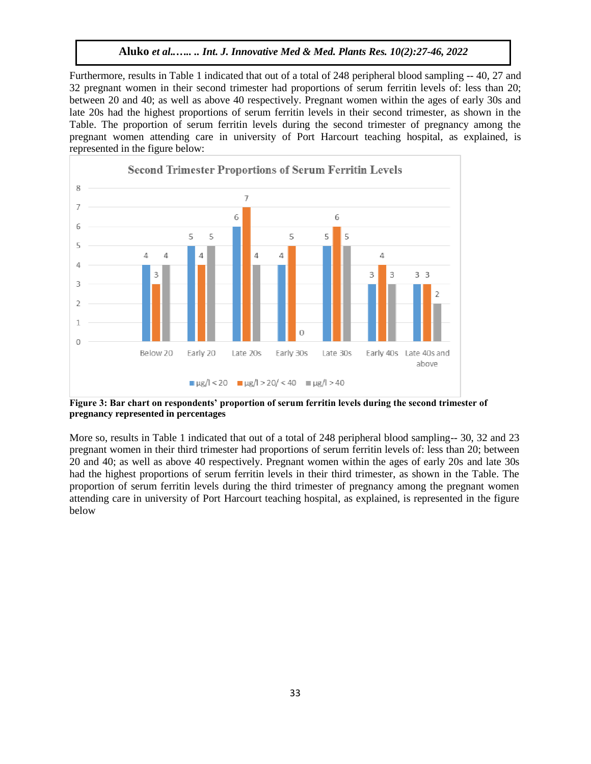Furthermore, results in Table 1 indicated that out of a total of 248 peripheral blood sampling -- 40, 27 and 32 pregnant women in their second trimester had proportions of serum ferritin levels of: less than 20; between 20 and 40; as well as above 40 respectively. Pregnant women within the ages of early 30s and late 20s had the highest proportions of serum ferritin levels in their second trimester, as shown in the Table. The proportion of serum ferritin levels during the second trimester of pregnancy among the pregnant women attending care in university of Port Harcourt teaching hospital, as explained, is represented in the figure below:

**Figure 3: Bar chart on respondents' proportion of serum ferritin levels during the second trimester of pregnancy represented in percentages**

More so, results in Table 1 indicated that out of a total of 248 peripheral blood sampling-- 30, 32 and 23 pregnant women in their third trimester had proportions of serum ferritin levels of: less than 20; between 20 and 40; as well as above 40 respectively. Pregnant women within the ages of early 20s and late 30s had the highest proportions of serum ferritin levels in their third trimester, as shown in the Table. The proportion of serum ferritin levels during the third trimester of pregnancy among the pregnant women attending care in university of Port Harcourt teaching hospital, as explained, is represented in the figure below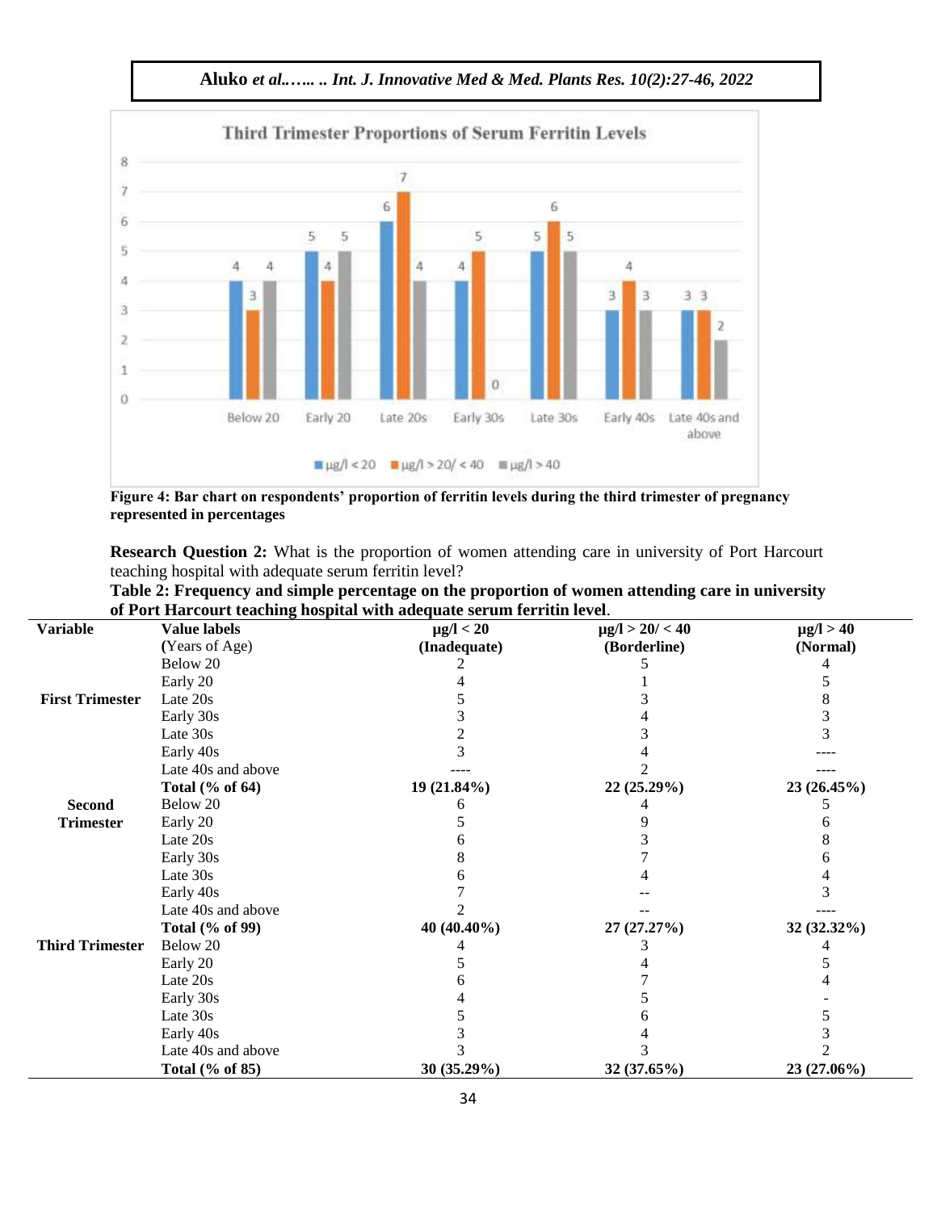Figure 4: Bar chart on respondents' proportion of ferritin levels during the third trimester of pregnancy represented in percentages

**Research Question 2:** What is the proportion of women attending care in university of Port Harcourt teaching hospital with adequate serum ferritin level?

**Table 2: Frequency and simple percentage on the proportion of women attending care in university of Port Harcourt teaching hospital with adequate serum ferritin level**.

| Variable | Value labels (Years of Age) | μg/l < 20 (Inadequate) | μg/l > 20/ < 40 (Borderline) | μg/l > 40 (Normal) |
|---|---|---|---|---|
| First Trimester | Below 20 | 2 | 5 | 4 |
| | Early 20 | 4 | 1 | 5 |
| | Late 20s | 5 | 3 | 8 |
| | Early 30s | 3 | 4 | 3 |
| | Late 30s | 2 | 3 | 3 |
| | Early 40s | 3 | 4 | ---- |
| | Late 40s and above | ---- | 2 | ---- |
| | **Total (% of 64)** | **19 (21.84%)** | **22 (25.29%)** | **23 (26.45%)** |
| Second Trimester | Below 20 | 6 | 4 | 5 |
| | Early 20 | 5 | 9 | 6 |
| | Late 20s | 6 | 3 | 8 |
| | Early 30s | 8 | 7 | 6 |
| | Late 30s | 6 | 4 | 4 |
| | Early 40s | 7 | -- | 3 |
| | Late 40s and above | 2 | -- | ---- |
| | **Total (% of 99)** | **40 (40.40%)** | **27 (27.27%)** | **32 (32.32%)** |
| Third Trimester | Below 20 | 4 | 3 | 4 |
| | Early 20 | 5 | 4 | 5 |
| | Late 20s | 6 | 7 | 4 |
| | Early 30s | 4 | 5 | - |
| | Late 30s | 5 | 6 | 5 |
| | Early 40s | 3 | 4 | 3 |
| | Late 40s and above | 3 | 3 | 2 |
| | **Total (% of 85)** | **30 (35.29%)** | **32 (37.65%)** | **23 (27.06%)** |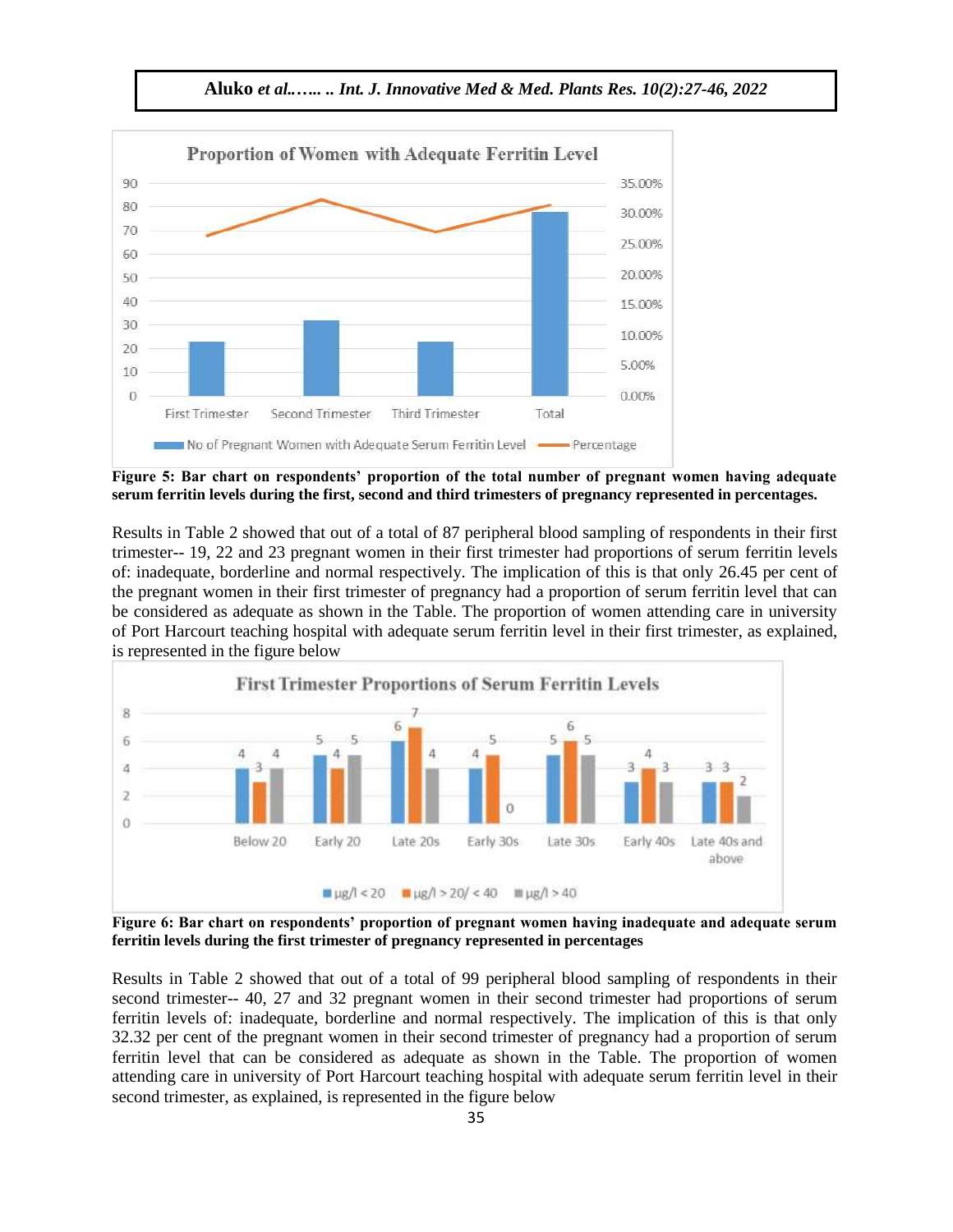**Figure 5: Bar chart on respondents' proportion of the total number of pregnant women having adequate serum ferritin levels during the first, second and third trimesters of pregnancy represented in percentages.**

Results in Table 2 showed that out of a total of 87 peripheral blood sampling of respondents in their first trimester-- 19, 22 and 23 pregnant women in their first trimester had proportions of serum ferritin levels of: inadequate, borderline and normal respectively. The implication of this is that only 26.45 per cent of the pregnant women in their first trimester of pregnancy had a proportion of serum ferritin level that can be considered as adequate as shown in the Table. The proportion of women attending care in university of Port Harcourt teaching hospital with adequate serum ferritin level in their first trimester, as explained, is represented in the figure below

**Figure 6: Bar chart on respondents' proportion of pregnant women having inadequate and adequate serum ferritin levels during the first trimester of pregnancy represented in percentages**

Results in Table 2 showed that out of a total of 99 peripheral blood sampling of respondents in their second trimester-- 40, 27 and 32 pregnant women in their second trimester had proportions of serum ferritin levels of: inadequate, borderline and normal respectively. The implication of this is that only 32.32 per cent of the pregnant women in their second trimester of pregnancy had a proportion of serum ferritin level that can be considered as adequate as shown in the Table. The proportion of women attending care in university of Port Harcourt teaching hospital with adequate serum ferritin level in their second trimester, as explained, is represented in the figure below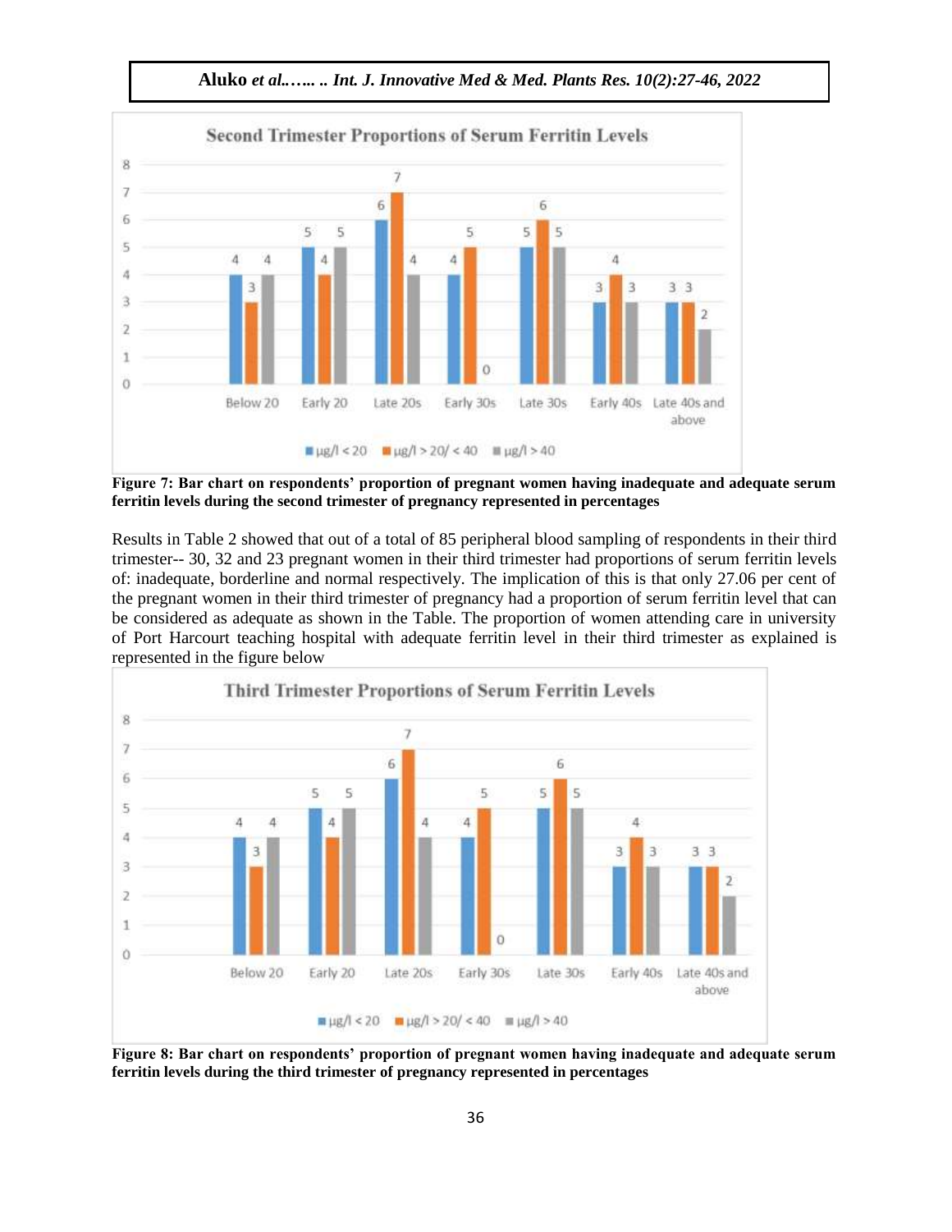**Figure 7: Bar chart on respondents' proportion of pregnant women having inadequate and adequate serum ferritin levels during the second trimester of pregnancy represented in percentages**

Results in Table 2 showed that out of a total of 85 peripheral blood sampling of respondents in their third trimester-- 30, 32 and 23 pregnant women in their third trimester had proportions of serum ferritin levels of: inadequate, borderline and normal respectively. The implication of this is that only 27.06 per cent of the pregnant women in their third trimester of pregnancy had a proportion of serum ferritin level that can be considered as adequate as shown in the Table. The proportion of women attending care in university of Port Harcourt teaching hospital with adequate ferritin level in their third trimester as explained is represented in the figure below

**Figure 8: Bar chart on respondents' proportion of pregnant women having inadequate and adequate serum ferritin levels during the third trimester of pregnancy represented in percentages**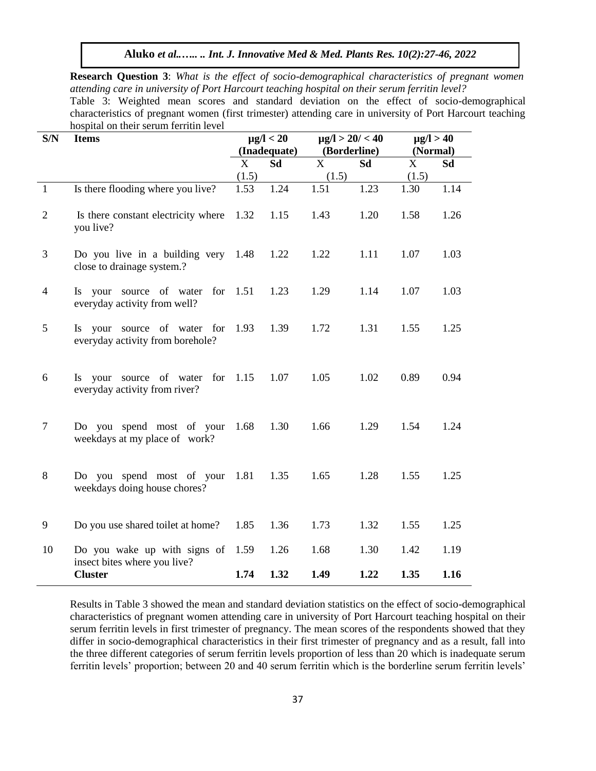**Research Question 3**: *What is the effect of socio-demographical characteristics of pregnant women attending care in university of Port Harcourt teaching hospital on their serum ferritin level?*

Table 3: Weighted mean scores and standard deviation on the effect of socio-demographical characteristics of pregnant women (first trimester) attending care in university of Port Harcourt teaching hospital on their serum ferritin level

| S/N | Items | μg/l < 20 (Inadequate) | | μg/l > 20/ < 40 (Borderline) | | μg/l > 40 (Normal) | |
|---|---|---|---|---|---|---|---|
| | | X (1.5) | Sd | X (1.5) | Sd | X (1.5) | Sd |
| 1 | Is there flooding where you live? | 1.53 | 1.24 | 1.51 | 1.23 | 1.30 | 1.14 |
| 2 | Is there constant electricity where you live? | 1.32 | 1.15 | 1.43 | 1.20 | 1.58 | 1.26 |
| 3 | Do you live in a building very close to drainage system.? | 1.48 | 1.22 | 1.22 | 1.11 | 1.07 | 1.03 |
| 4 | Is your source of water for everyday activity from well? | 1.51 | 1.23 | 1.29 | 1.14 | 1.07 | 1.03 |
| 5 | Is your source of water for everyday activity from borehole? | 1.93 | 1.39 | 1.72 | 1.31 | 1.55 | 1.25 |
| 6 | Is your source of water for everyday activity from river? | 1.15 | 1.07 | 1.05 | 1.02 | 0.89 | 0.94 |
| 7 | Do you spend most of your weekdays at my place of work? | 1.68 | 1.30 | 1.66 | 1.29 | 1.54 | 1.24 |
| 8 | Do you spend most of your weekdays doing house chores? | 1.81 | 1.35 | 1.65 | 1.28 | 1.55 | 1.25 |
| 9 | Do you use shared toilet at home? | 1.85 | 1.36 | 1.73 | 1.32 | 1.55 | 1.25 |
| 10 | Do you wake up with signs of insect bites where you live? | 1.59 | 1.26 | 1.68 | 1.30 | 1.42 | 1.19 |
| | **Cluster** | **1.74** | **1.32** | **1.49** | **1.22** | **1.35** | **1.16** |

Results in Table 3 showed the mean and standard deviation statistics on the effect of socio-demographical characteristics of pregnant women attending care in university of Port Harcourt teaching hospital on their serum ferritin levels in first trimester of pregnancy. The mean scores of the respondents showed that they differ in socio-demographical characteristics in their first trimester of pregnancy and as a result, fall into the three different categories of serum ferritin levels proportion of less than 20 which is inadequate serum ferritin levels' proportion; between 20 and 40 serum ferritin which is the borderline serum ferritin levels'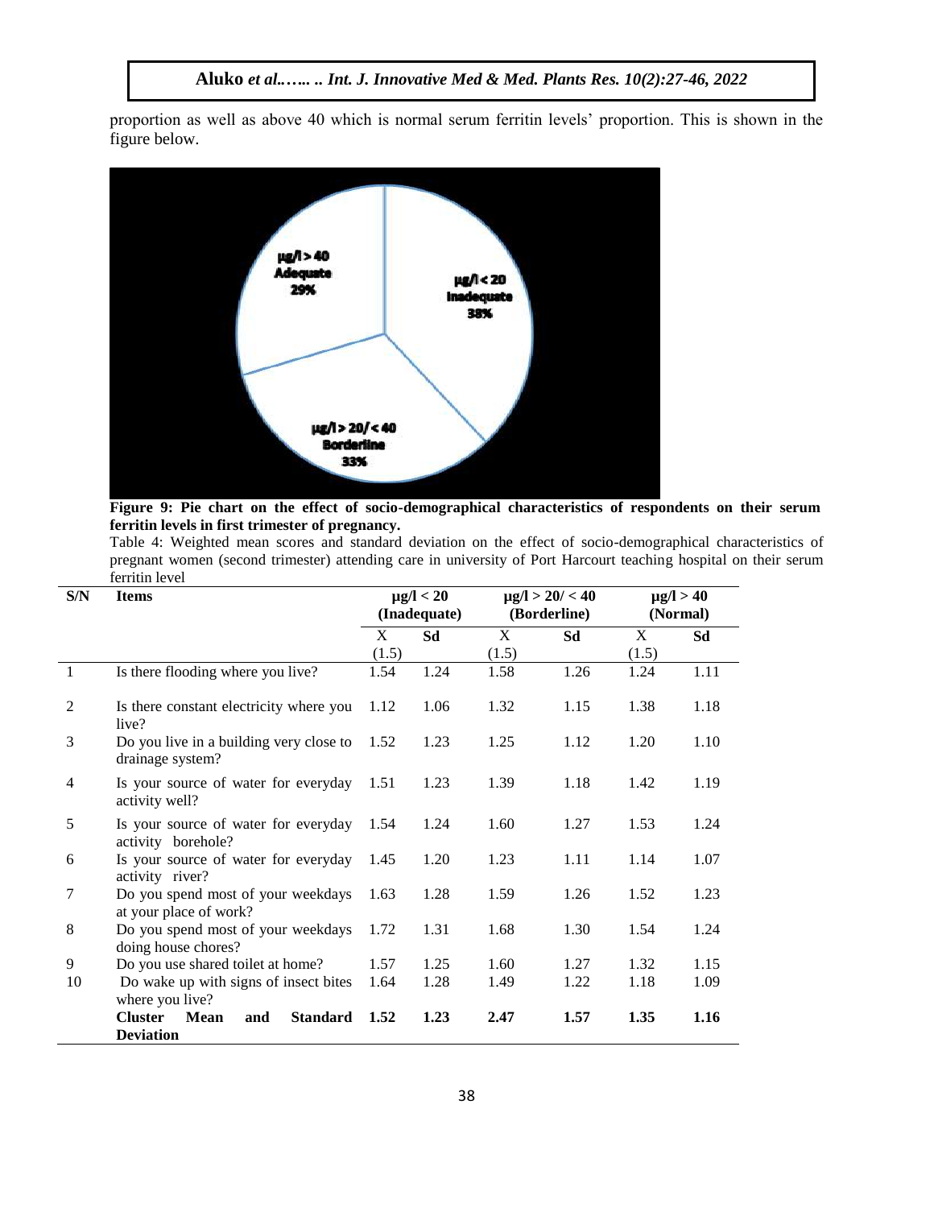proportion as well as above 40 which is normal serum ferritin levels' proportion. This is shown in the figure below.

**Figure 9: Pie chart on the effect of socio-demographical characteristics of respondents on their serum ferritin levels in first trimester of pregnancy.**

Table 4: Weighted mean scores and standard deviation on the effect of socio-demographical characteristics of pregnant women (second trimester) attending care in university of Port Harcourt teaching hospital on their serum ferritin level

| S/N | Items | µg/l < 20 (Inadequate) | | µg/l > 20/ < 40 (Borderline) | | µg/l > 40 (Normal) | |
|---|---|---|---|---|---|---|---|
| | | X (1.5) | Sd | X (1.5) | Sd | X (1.5) | Sd |
| 1 | Is there flooding where you live? | 1.54 | 1.24 | 1.58 | 1.26 | 1.24 | 1.11 |
| 2 | Is there constant electricity where you live? | 1.12 | 1.06 | 1.32 | 1.15 | 1.38 | 1.18 |
| 3 | Do you live in a building very close to drainage system? | 1.52 | 1.23 | 1.25 | 1.12 | 1.20 | 1.10 |
| 4 | Is your source of water for everyday activity well? | 1.51 | 1.23 | 1.39 | 1.18 | 1.42 | 1.19 |
| 5 | Is your source of water for everyday activity borehole? | 1.54 | 1.24 | 1.60 | 1.27 | 1.53 | 1.24 |
| 6 | Is your source of water for everyday activity river? | 1.45 | 1.20 | 1.23 | 1.11 | 1.14 | 1.07 |
| 7 | Do you spend most of your weekdays at your place of work? | 1.63 | 1.28 | 1.59 | 1.26 | 1.52 | 1.23 |
| 8 | Do you spend most of your weekdays doing house chores? | 1.72 | 1.31 | 1.68 | 1.30 | 1.54 | 1.24 |
| 9 | Do you use shared toilet at home? | 1.57 | 1.25 | 1.60 | 1.27 | 1.32 | 1.15 |
| 10 | Do wake up with signs of insect bites where you live? | 1.64 | 1.28 | 1.49 | 1.22 | 1.18 | 1.09 |
| | **Cluster Mean and Standard Deviation** | **1.52** | **1.23** | **2.47** | **1.57** | **1.35** | **1.16** |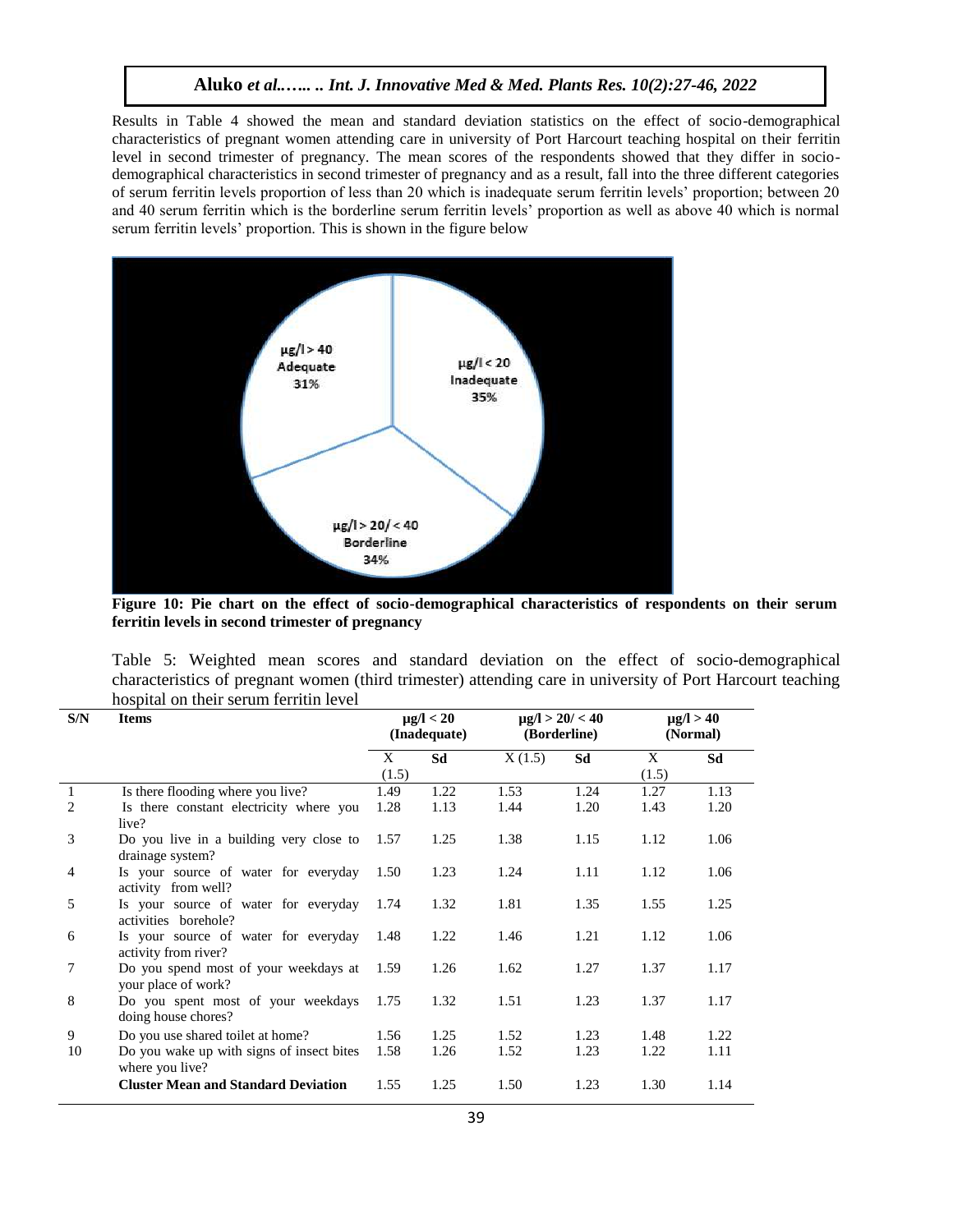Results in Table 4 showed the mean and standard deviation statistics on the effect of socio-demographical characteristics of pregnant women attending care in university of Port Harcourt teaching hospital on their ferritin level in second trimester of pregnancy. The mean scores of the respondents showed that they differ in socio-demographical characteristics in second trimester of pregnancy and as a result, fall into the three different categories of serum ferritin levels proportion of less than 20 which is inadequate serum ferritin levels' proportion; between 20 and 40 serum ferritin which is the borderline serum ferritin levels' proportion as well as above 40 which is normal serum ferritin levels' proportion. This is shown in the figure below

**Figure 10: Pie chart on the effect of socio-demographical characteristics of respondents on their serum ferritin levels in second trimester of pregnancy**

Table 5: Weighted mean scores and standard deviation on the effect of socio-demographical characteristics of pregnant women (third trimester) attending care in university of Port Harcourt teaching hospital on their serum ferritin level

| S/N | Items | μg/l < 20 (Inadequate) | | μg/l > 20/ < 40 (Borderline) | | μg/l > 40 (Normal) | |
|---|---|---|---|---|---|---|---|
| | | X (1.5) | Sd | X (1.5) | Sd | X (1.5) | Sd |
| 1 | Is there flooding where you live? | 1.49 | 1.22 | 1.53 | 1.24 | 1.27 | 1.13 |
| 2 | Is there constant electricity where you live? | 1.28 | 1.13 | 1.44 | 1.20 | 1.43 | 1.20 |
| 3 | Do you live in a building very close to drainage system? | 1.57 | 1.25 | 1.38 | 1.15 | 1.12 | 1.06 |
| 4 | Is your source of water for everyday activity from well? | 1.50 | 1.23 | 1.24 | 1.11 | 1.12 | 1.06 |
| 5 | Is your source of water for everyday activities borehole? | 1.74 | 1.32 | 1.81 | 1.35 | 1.55 | 1.25 |
| 6 | Is your source of water for everyday activity from river? | 1.48 | 1.22 | 1.46 | 1.21 | 1.12 | 1.06 |
| 7 | Do you spend most of your weekdays at your place of work? | 1.59 | 1.26 | 1.62 | 1.27 | 1.37 | 1.17 |
| 8 | Do you spent most of your weekdays doing house chores? | 1.75 | 1.32 | 1.51 | 1.23 | 1.37 | 1.17 |
| 9 | Do you use shared toilet at home? | 1.56 | 1.25 | 1.52 | 1.23 | 1.48 | 1.22 |
| 10 | Do you wake up with signs of insect bites where you live? | 1.58 | 1.26 | 1.52 | 1.23 | 1.22 | 1.11 |
| | **Cluster Mean and Standard Deviation** | 1.55 | 1.25 | 1.50 | 1.23 | 1.30 | 1.14 |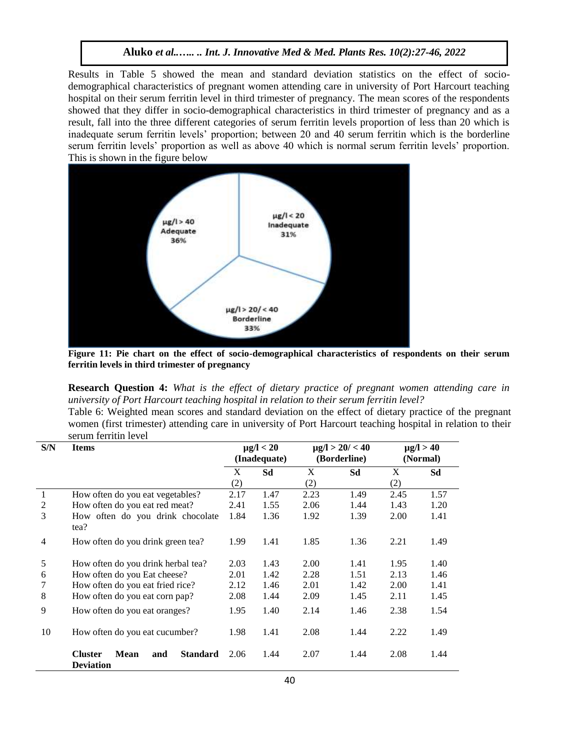Results in Table 5 showed the mean and standard deviation statistics on the effect of socio-demographical characteristics of pregnant women attending care in university of Port Harcourt teaching hospital on their serum ferritin level in third trimester of pregnancy. The mean scores of the respondents showed that they differ in socio-demographical characteristics in third trimester of pregnancy and as a result, fall into the three different categories of serum ferritin levels proportion of less than 20 which is inadequate serum ferritin levels' proportion; between 20 and 40 serum ferritin which is the borderline serum ferritin levels' proportion as well as above 40 which is normal serum ferritin levels' proportion. This is shown in the figure below

**Figure 11: Pie chart on the effect of socio-demographical characteristics of respondents on their serum ferritin levels in third trimester of pregnancy**

**Research Question 4:** *What is the effect of dietary practice of pregnant women attending care in university of Port Harcourt teaching hospital in relation to their serum ferritin level?*

Table 6: Weighted mean scores and standard deviation on the effect of dietary practice of the pregnant women (first trimester) attending care in university of Port Harcourt teaching hospital in relation to their serum ferritin level

| S/N | Items | µg/l < 20 (Inadequate) | | µg/l > 20/ < 40 (Borderline) | | µg/l > 40 (Normal) | |
|---|---|---|---|---|---|---|---|
| | | X (2) | Sd | X (2) | Sd | X (2) | Sd |
| 1 | How often do you eat vegetables? | 2.17 | 1.47 | 2.23 | 1.49 | 2.45 | 1.57 |
| 2 | How often do you eat red meat? | 2.41 | 1.55 | 2.06 | 1.44 | 1.43 | 1.20 |
| 3 | How often do you drink chocolate tea? | 1.84 | 1.36 | 1.92 | 1.39 | 2.00 | 1.41 |
| 4 | How often do you drink green tea? | 1.99 | 1.41 | 1.85 | 1.36 | 2.21 | 1.49 |
| 5 | How often do you drink herbal tea? | 2.03 | 1.43 | 2.00 | 1.41 | 1.95 | 1.40 |
| 6 | How often do you Eat cheese? | 2.01 | 1.42 | 2.28 | 1.51 | 2.13 | 1.46 |
| 7 | How often do you eat fried rice? | 2.12 | 1.46 | 2.01 | 1.42 | 2.00 | 1.41 |
| 8 | How often do you eat corn pap? | 2.08 | 1.44 | 2.09 | 1.45 | 2.11 | 1.45 |
| 9 | How often do you eat oranges? | 1.95 | 1.40 | 2.14 | 1.46 | 2.38 | 1.54 |
| 10 | How often do you eat cucumber? | 1.98 | 1.41 | 2.08 | 1.44 | 2.22 | 1.49 |
| | **Cluster Mean and Standard Deviation** | 2.06 | 1.44 | 2.07 | 1.44 | 2.08 | 1.44 |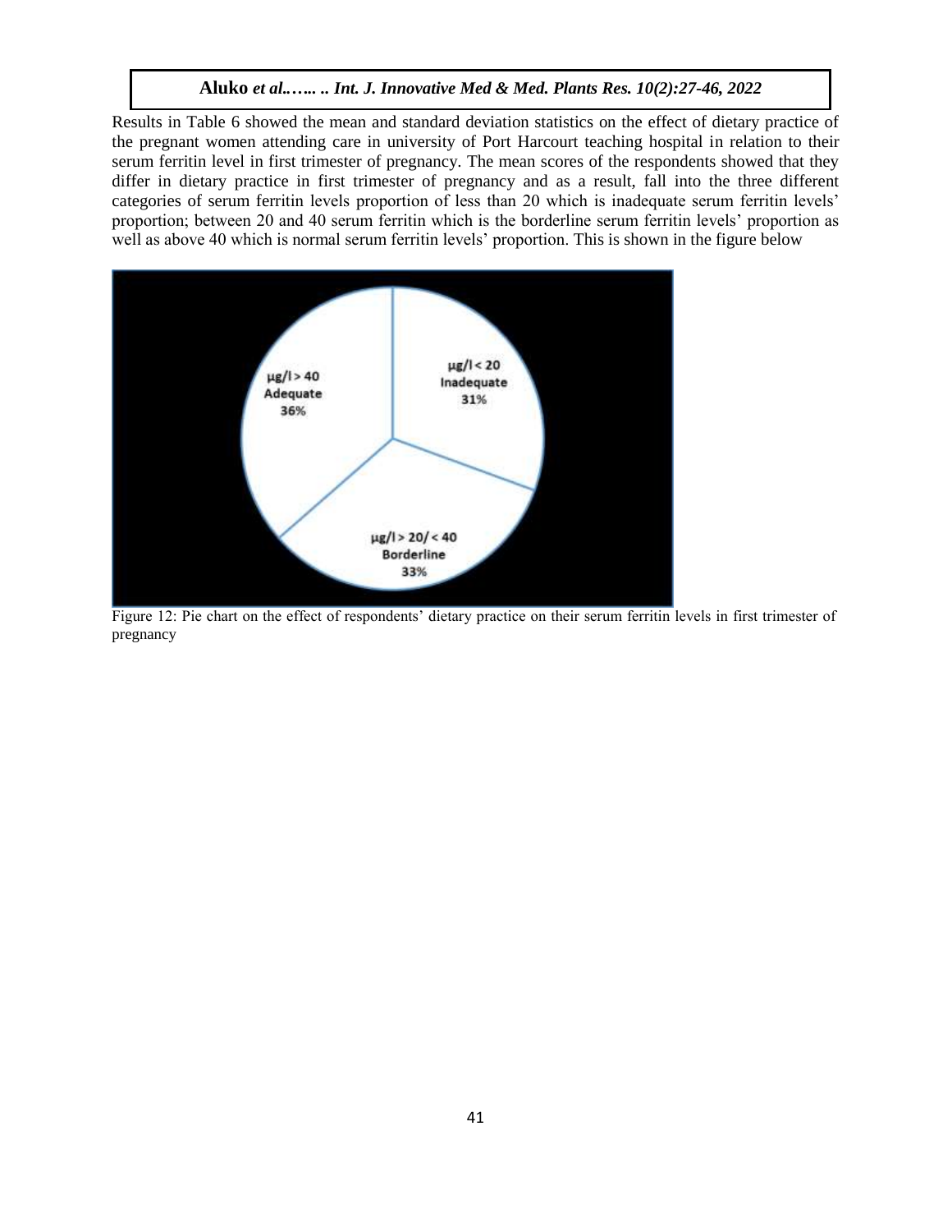Results in Table 6 showed the mean and standard deviation statistics on the effect of dietary practice of the pregnant women attending care in university of Port Harcourt teaching hospital in relation to their serum ferritin level in first trimester of pregnancy. The mean scores of the respondents showed that they differ in dietary practice in first trimester of pregnancy and as a result, fall into the three different categories of serum ferritin levels proportion of less than 20 which is inadequate serum ferritin levels' proportion; between 20 and 40 serum ferritin which is the borderline serum ferritin levels' proportion as well as above 40 which is normal serum ferritin levels' proportion. This is shown in the figure below

μg/l > 40 Adequate 36%

μg/l < 20 Inadequate 31%

μg/l > 20/ < 40 Borderline 33%

Figure 12: Pie chart on the effect of respondents' dietary practice on their serum ferritin levels in first trimester of pregnancy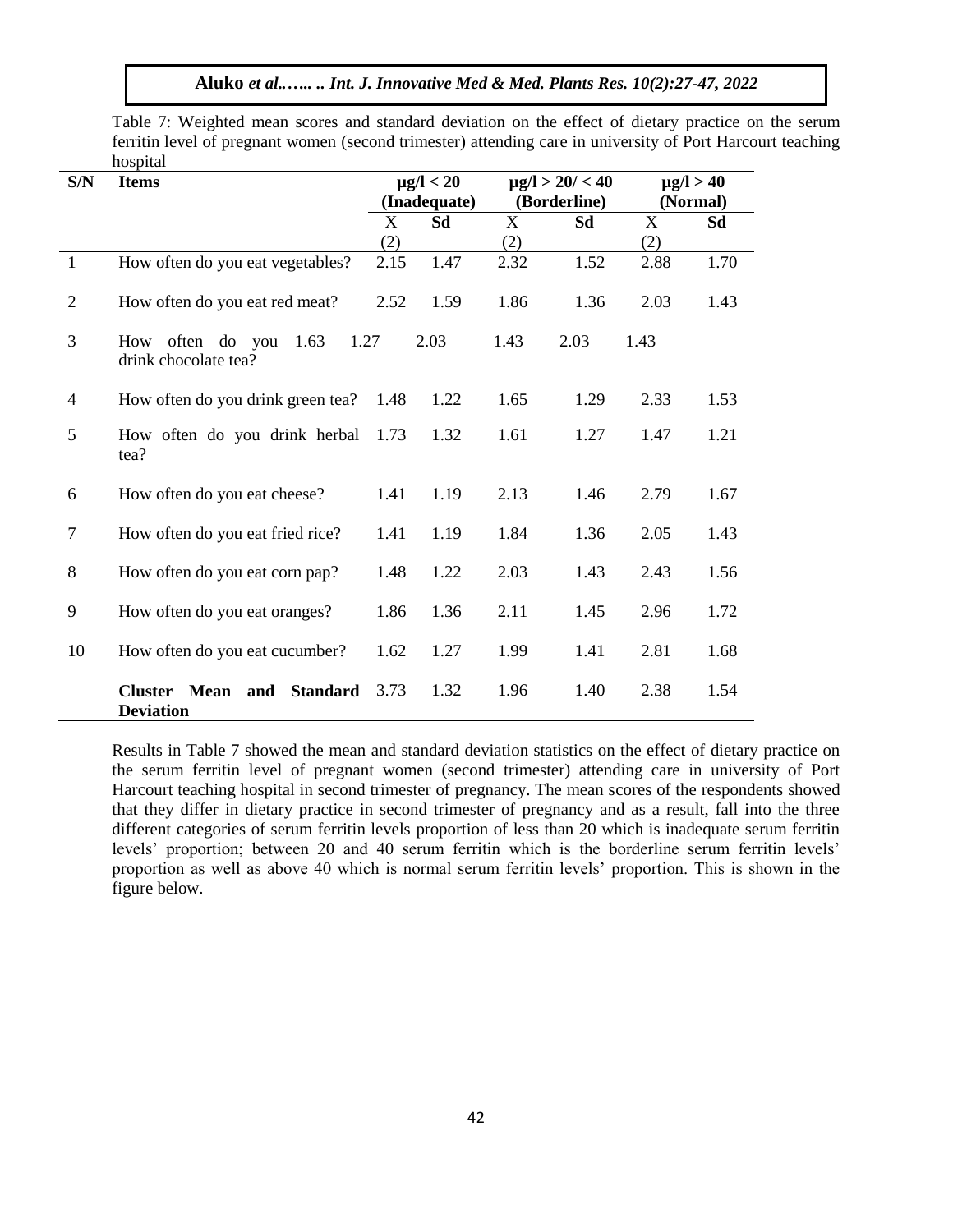Table 7: Weighted mean scores and standard deviation on the effect of dietary practice on the serum ferritin level of pregnant women (second trimester) attending care in university of Port Harcourt teaching hospital

| S/N | Items | μg/l < 20 (Inadequate) | | μg/l > 20/ < 40 (Borderline) | | μg/l > 40 (Normal) | |
|---|---|---|---|---|---|---|---|
| | | X (2) | Sd | X (2) | Sd | X (2) | Sd |
| 1 | How often do you eat vegetables? | 2.15 | 1.47 | 2.32 | 1.52 | 2.88 | 1.70 |
| 2 | How often do you eat red meat? | 2.52 | 1.59 | 1.86 | 1.36 | 2.03 | 1.43 |
| 3 | How often do you 1.63 1.27 drink chocolate tea? | 2.03 | 1.43 | 2.03 | 1.43 | | |
| 4 | How often do you drink green tea? | 1.48 | 1.22 | 1.65 | 1.29 | 2.33 | 1.53 |
| 5 | How often do you drink herbal tea? | 1.73 | 1.32 | 1.61 | 1.27 | 1.47 | 1.21 |
| 6 | How often do you eat cheese? | 1.41 | 1.19 | 2.13 | 1.46 | 2.79 | 1.67 |
| 7 | How often do you eat fried rice? | 1.41 | 1.19 | 1.84 | 1.36 | 2.05 | 1.43 |
| 8 | How often do you eat corn pap? | 1.48 | 1.22 | 2.03 | 1.43 | 2.43 | 1.56 |
| 9 | How often do you eat oranges? | 1.86 | 1.36 | 2.11 | 1.45 | 2.96 | 1.72 |
| 10 | How often do you eat cucumber? | 1.62 | 1.27 | 1.99 | 1.41 | 2.81 | 1.68 |
| | **Cluster Mean and Standard Deviation** | 3.73 | 1.32 | 1.96 | 1.40 | 2.38 | 1.54 |

Results in Table 7 showed the mean and standard deviation statistics on the effect of dietary practice on the serum ferritin level of pregnant women (second trimester) attending care in university of Port Harcourt teaching hospital in second trimester of pregnancy. The mean scores of the respondents showed that they differ in dietary practice in second trimester of pregnancy and as a result, fall into the three different categories of serum ferritin levels proportion of less than 20 which is inadequate serum ferritin levels' proportion; between 20 and 40 serum ferritin which is the borderline serum ferritin levels' proportion as well as above 40 which is normal serum ferritin levels' proportion. This is shown in the figure below.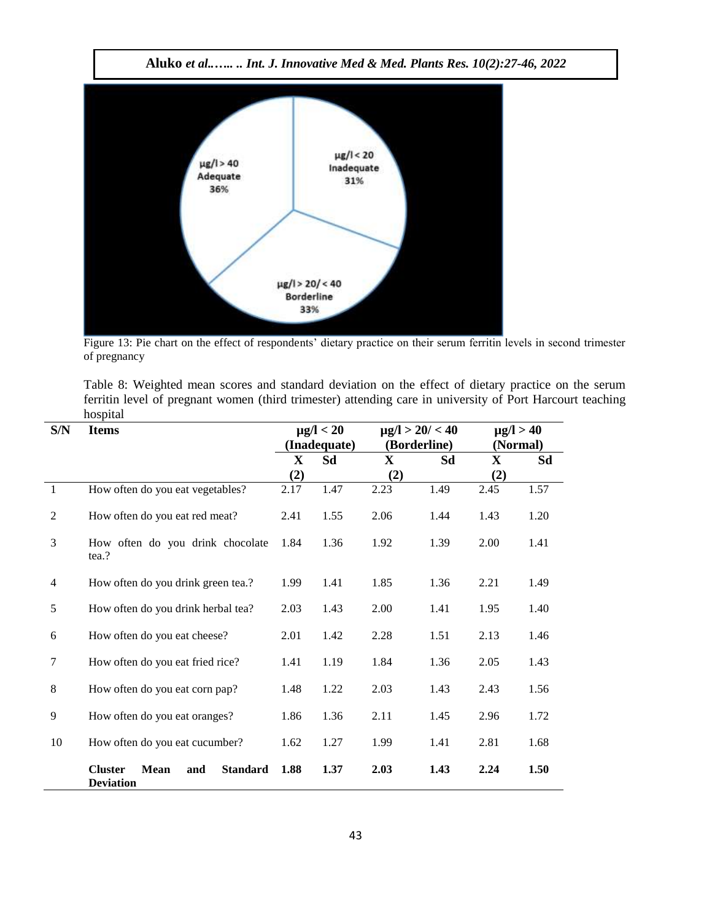Figure 13: Pie chart on the effect of respondents' dietary practice on their serum ferritin levels in second trimester of pregnancy

Table 8: Weighted mean scores and standard deviation on the effect of dietary practice on the serum ferritin level of pregnant women (third trimester) attending care in university of Port Harcourt teaching hospital

| S/N | Items | µg/l < 20 (Inadequate) | | µg/l > 20/ < 40 (Borderline) | | µg/l > 40 (Normal) | |
|---|---|---|---|---|---|---|---|
| | | X (2) | Sd | X (2) | Sd | X (2) | Sd |
| 1 | How often do you eat vegetables? | 2.17 | 1.47 | 2.23 | 1.49 | 2.45 | 1.57 |
| 2 | How often do you eat red meat? | 2.41 | 1.55 | 2.06 | 1.44 | 1.43 | 1.20 |
| 3 | How often do you drink chocolate tea.? | 1.84 | 1.36 | 1.92 | 1.39 | 2.00 | 1.41 |
| 4 | How often do you drink green tea.? | 1.99 | 1.41 | 1.85 | 1.36 | 2.21 | 1.49 |
| 5 | How often do you drink herbal tea? | 2.03 | 1.43 | 2.00 | 1.41 | 1.95 | 1.40 |
| 6 | How often do you eat cheese? | 2.01 | 1.42 | 2.28 | 1.51 | 2.13 | 1.46 |
| 7 | How often do you eat fried rice? | 1.41 | 1.19 | 1.84 | 1.36 | 2.05 | 1.43 |
| 8 | How often do you eat corn pap? | 1.48 | 1.22 | 2.03 | 1.43 | 2.43 | 1.56 |
| 9 | How often do you eat oranges? | 1.86 | 1.36 | 2.11 | 1.45 | 2.96 | 1.72 |
| 10 | How often do you eat cucumber? | 1.62 | 1.27 | 1.99 | 1.41 | 2.81 | 1.68 |
| | **Cluster Mean and Standard Deviation** | **1.88** | **1.37** | **2.03** | **1.43** | **2.24** | **1.50** |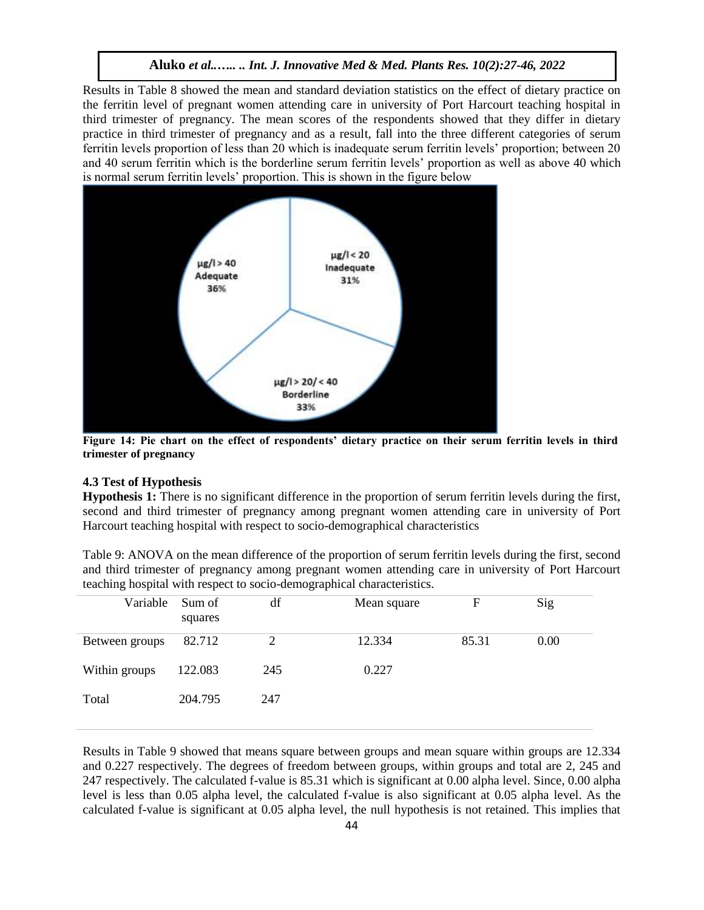Results in Table 8 showed the mean and standard deviation statistics on the effect of dietary practice on the ferritin level of pregnant women attending care in university of Port Harcourt teaching hospital in third trimester of pregnancy. The mean scores of the respondents showed that they differ in dietary practice in third trimester of pregnancy and as a result, fall into the three different categories of serum ferritin levels proportion of less than 20 which is inadequate serum ferritin levels' proportion; between 20 and 40 serum ferritin which is the borderline serum ferritin levels' proportion as well as above 40 which is normal serum ferritin levels' proportion. This is shown in the figure below

**Figure 14: Pie chart on the effect of respondents' dietary practice on their serum ferritin levels in third trimester of pregnancy**

### 4.3 Test of Hypothesis

**Hypothesis 1:** There is no significant difference in the proportion of serum ferritin levels during the first, second and third trimester of pregnancy among pregnant women attending care in university of Port Harcourt teaching hospital with respect to socio-demographical characteristics

Table 9: ANOVA on the mean difference of the proportion of serum ferritin levels during the first, second and third trimester of pregnancy among pregnant women attending care in university of Port Harcourt teaching hospital with respect to socio-demographical characteristics.

| Variable | Sum of squares | df | Mean square | F | Sig |
|---|---|---|---|---|---|
| Between groups | 82.712 | 2 | 12.334 | 85.31 | 0.00 |
| Within groups | 122.083 | 245 | 0.227 | | |
| Total | 204.795 | 247 | | | |

Results in Table 9 showed that means square between groups and mean square within groups are 12.334 and 0.227 respectively. The degrees of freedom between groups, within groups and total are 2, 245 and 247 respectively. The calculated f-value is 85.31 which is significant at 0.00 alpha level. Since, 0.00 alpha level is less than 0.05 alpha level, the calculated f-value is also significant at 0.05 alpha level. As the calculated f-value is significant at 0.05 alpha level, the null hypothesis is not retained. This implies that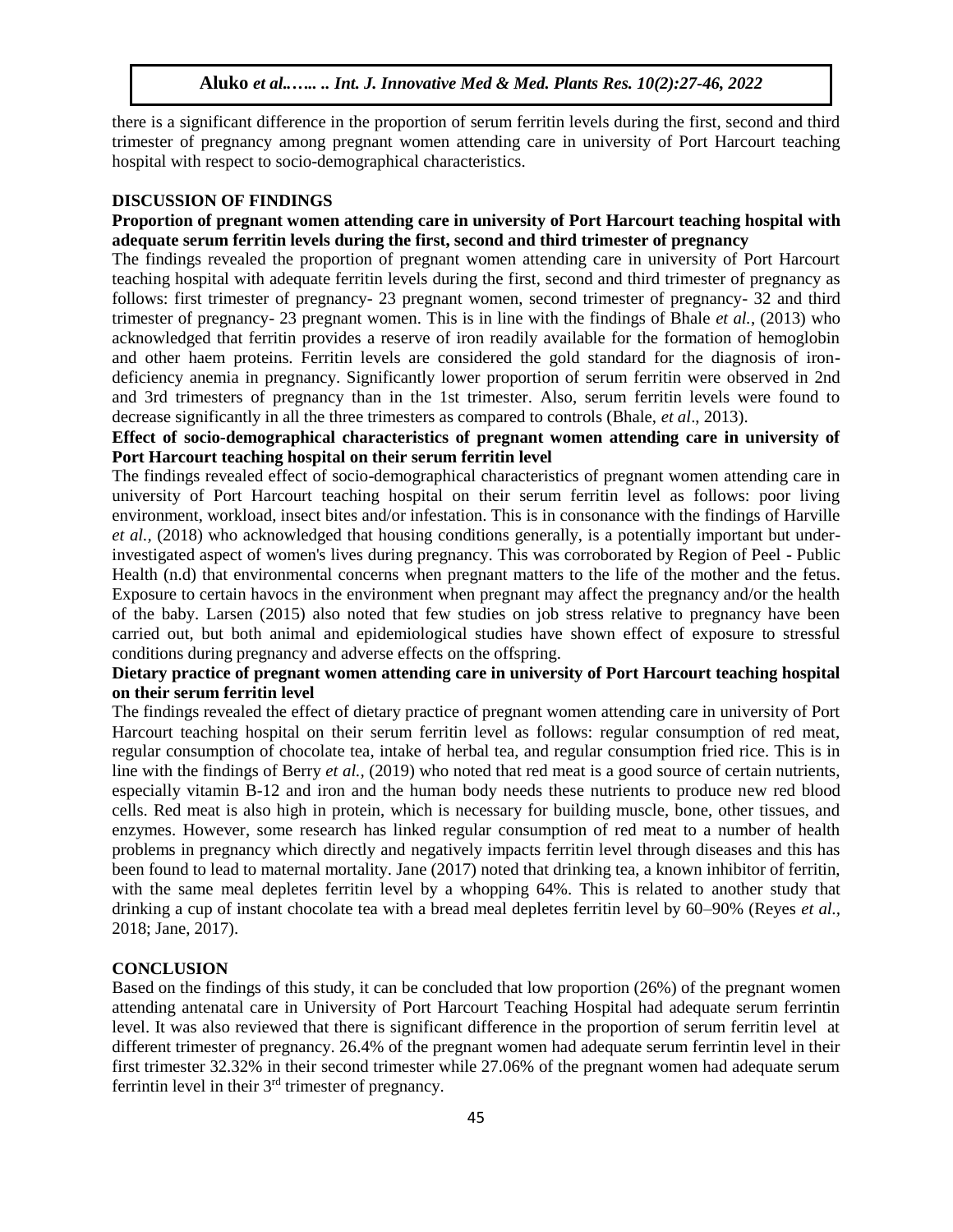there is a significant difference in the proportion of serum ferritin levels during the first, second and third trimester of pregnancy among pregnant women attending care in university of Port Harcourt teaching hospital with respect to socio-demographical characteristics.

## DISCUSSION OF FINDINGS

### Proportion of pregnant women attending care in university of Port Harcourt teaching hospital with adequate serum ferritin levels during the first, second and third trimester of pregnancy

The findings revealed the proportion of pregnant women attending care in university of Port Harcourt teaching hospital with adequate ferritin levels during the first, second and third trimester of pregnancy as follows: first trimester of pregnancy- 23 pregnant women, second trimester of pregnancy- 32 and third trimester of pregnancy- 23 pregnant women. This is in line with the findings of Bhale *et al.*, (2013) who acknowledged that ferritin provides a reserve of iron readily available for the formation of hemoglobin and other haem proteins. Ferritin levels are considered the gold standard for the diagnosis of iron-deficiency anemia in pregnancy. Significantly lower proportion of serum ferritin were observed in 2nd and 3rd trimesters of pregnancy than in the 1st trimester. Also, serum ferritin levels were found to decrease significantly in all the three trimesters as compared to controls (Bhale, *et al*., 2013).

### Effect of socio-demographical characteristics of pregnant women attending care in university of Port Harcourt teaching hospital on their serum ferritin level

The findings revealed effect of socio-demographical characteristics of pregnant women attending care in university of Port Harcourt teaching hospital on their serum ferritin level as follows: poor living environment, workload, insect bites and/or infestation. This is in consonance with the findings of Harville *et al.,* (2018) who acknowledged that housing conditions generally, is a potentially important but under-investigated aspect of women's lives during pregnancy. This was corroborated by Region of Peel - Public Health (n.d) that environmental concerns when pregnant matters to the life of the mother and the fetus. Exposure to certain havocs in the environment when pregnant may affect the pregnancy and/or the health of the baby. Larsen (2015) also noted that few studies on job stress relative to pregnancy have been carried out, but both animal and epidemiological studies have shown effect of exposure to stressful conditions during pregnancy and adverse effects on the offspring.

### Dietary practice of pregnant women attending care in university of Port Harcourt teaching hospital on their serum ferritin level

The findings revealed the effect of dietary practice of pregnant women attending care in university of Port Harcourt teaching hospital on their serum ferritin level as follows: regular consumption of red meat, regular consumption of chocolate tea, intake of herbal tea, and regular consumption fried rice. This is in line with the findings of Berry *et al.,* (2019) who noted that red meat is a good source of certain nutrients, especially vitamin B-12 and iron and the human body needs these nutrients to produce new red blood cells. Red meat is also high in protein, which is necessary for building muscle, bone, other tissues, and enzymes. However, some research has linked regular consumption of red meat to a number of health problems in pregnancy which directly and negatively impacts ferritin level through diseases and this has been found to lead to maternal mortality. Jane (2017) noted that drinking tea, a known inhibitor of ferritin, with the same meal depletes ferritin level by a whopping 64%. This is related to another study that drinking a cup of instant chocolate tea with a bread meal depletes ferritin level by 60–90% (Reyes *et al.,* 2018; Jane, 2017).

## CONCLUSION

Based on the findings of this study, it can be concluded that low proportion (26%) of the pregnant women attending antenatal care in University of Port Harcourt Teaching Hospital had adequate serum ferrintin level. It was also reviewed that there is significant difference in the proportion of serum ferritin level at different trimester of pregnancy. 26.4% of the pregnant women had adequate serum ferrintin level in their first trimester 32.32% in their second trimester while 27.06% of the pregnant women had adequate serum ferrintin level in their 3rd trimester of pregnancy.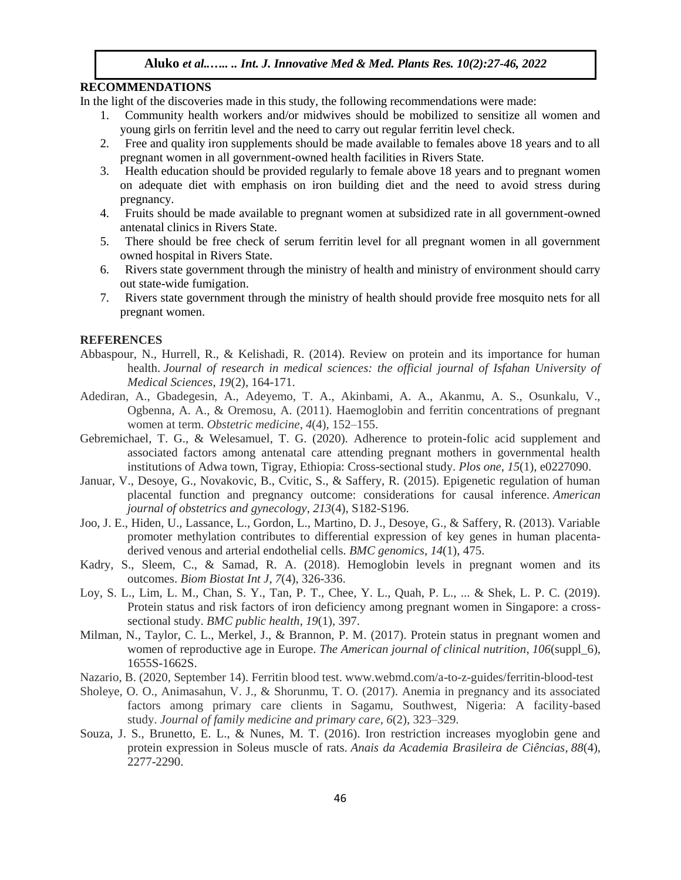## RECOMMENDATIONS

In the light of the discoveries made in this study, the following recommendations were made:

1. Community health workers and/or midwives should be mobilized to sensitize all women and young girls on ferritin level and the need to carry out regular ferritin level check.
2. Free and quality iron supplements should be made available to females above 18 years and to all pregnant women in all government-owned health facilities in Rivers State.
3. Health education should be provided regularly to female above 18 years and to pregnant women on adequate diet with emphasis on iron building diet and the need to avoid stress during pregnancy.
4. Fruits should be made available to pregnant women at subsidized rate in all government-owned antenatal clinics in Rivers State.
5. There should be free check of serum ferritin level for all pregnant women in all government owned hospital in Rivers State.
6. Rivers state government through the ministry of health and ministry of environment should carry out state-wide fumigation.
7. Rivers state government through the ministry of health should provide free mosquito nets for all pregnant women.

## REFERENCES

Abbaspour, N., Hurrell, R., & Kelishadi, R. (2014). Review on protein and its importance for human health. *Journal of research in medical sciences: the official journal of Isfahan University of Medical Sciences*, *19*(2), 164-171.

Adediran, A., Gbadegesin, A., Adeyemo, T. A., Akinbami, A. A., Akanmu, A. S., Osunkalu, V., Ogbenna, A. A., & Oremosu, A. (2011). Haemoglobin and ferritin concentrations of pregnant women at term. *Obstetric medicine*, *4*(4), 152–155.

Gebremichael, T. G., & Welesamuel, T. G. (2020). Adherence to protein-folic acid supplement and associated factors among antenatal care attending pregnant mothers in governmental health institutions of Adwa town, Tigray, Ethiopia: Cross-sectional study. *Plos one*, *15*(1), e0227090.

Januar, V., Desoye, G., Novakovic, B., Cvitic, S., & Saffery, R. (2015). Epigenetic regulation of human placental function and pregnancy outcome: considerations for causal inference. *American journal of obstetrics and gynecology*, *213*(4), S182-S196.

Joo, J. E., Hiden, U., Lassance, L., Gordon, L., Martino, D. J., Desoye, G., & Saffery, R. (2013). Variable promoter methylation contributes to differential expression of key genes in human placenta-derived venous and arterial endothelial cells. *BMC genomics*, *14*(1), 475.

Kadry, S., Sleem, C., & Samad, R. A. (2018). Hemoglobin levels in pregnant women and its outcomes. *Biom Biostat Int J*, *7*(4), 326-336.

Loy, S. L., Lim, L. M., Chan, S. Y., Tan, P. T., Chee, Y. L., Quah, P. L., ... & Shek, L. P. C. (2019). Protein status and risk factors of iron deficiency among pregnant women in Singapore: a cross-sectional study. *BMC public health*, *19*(1), 397.

Milman, N., Taylor, C. L., Merkel, J., & Brannon, P. M. (2017). Protein status in pregnant women and women of reproductive age in Europe. *The American journal of clinical nutrition*, *106*(suppl_6), 1655S-1662S.

Nazario, B. (2020, September 14). Ferritin blood test. www.webmd.com/a-to-z-guides/ferritin-blood-test

Sholeye, O. O., Animasahun, V. J., & Shorunmu, T. O. (2017). Anemia in pregnancy and its associated factors among primary care clients in Sagamu, Southwest, Nigeria: A facility-based study. *Journal of family medicine and primary care*, *6*(2), 323–329.

Souza, J. S., Brunetto, E. L., & Nunes, M. T. (2016). Iron restriction increases myoglobin gene and protein expression in Soleus muscle of rats. *Anais da Academia Brasileira de Ciências*, *88*(4), 2277-2290.